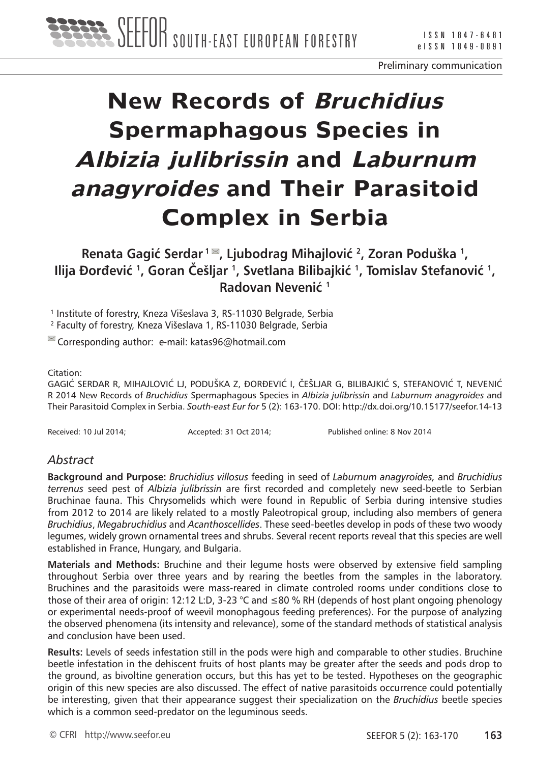Preliminary communication

# New Records of *Bruchidius* Spermaphagous Species in *Albizia julibrissin* and *Laburnum anagyroides* and Their Parasitoid Complex in Serbia

**Renata Gagić Serdar [1], Ljubodrag Mihajlović [2], Zoran Poduška [1], Ilija Đorđević [1], Goran Češljar [1], Svetlana Bilibajkić [1], Tomislav Stefanović [1], Radovan Nevenić [1]**

[1] Institute of forestry, Kneza Višeslava 3, RS-11030 Belgrade, Serbia

[2] Faculty of forestry, Kneza Višeslava 1, RS-11030 Belgrade, Serbia

Corresponding author: e-mail: katas96@hotmail.com

Citation:
GAGIĆ SERDAR R, MIHAJLOVIĆ LJ, PODUŠKA Z, ĐORĐEVIĆ I, ČEŠLJAR G, BILIBAJKIĆ S, STEFANOVIĆ T, NEVENIĆ R 2014 New Records of *Bruchidius* Spermaphagous Species in *Albizia julibrissin* and *Laburnum anagyroides* and Their Parasitoid Complex in Serbia. *South-east Eur for* 5 (2): 163-170. DOI: http://dx.doi.org/10.15177/seefor.14-13

Received: 10 Jul 2014; Accepted: 31 Oct 2014; Published online: 8 Nov 2014

## *Abstract*

**Background and Purpose:** *Bruchidius villosus* feeding in seed of *Laburnum anagyroides,* and *Bruchidius terrenus* seed pest of *Albizia julibrissin* are first recorded and completely new seed-beetle to Serbian Bruchinae fauna. This Chrysomelids which were found in Republic of Serbia during intensive studies from 2012 to 2014 are likely related to a mostly Paleotropical group, including also members of genera *Bruchidius*, *Megabruchidius* and *Acanthoscellides*. These seed-beetles develop in pods of these two woody legumes, widely grown ornamental trees and shrubs. Several recent reports reveal that this species are well established in France, Hungary, and Bulgaria.

**Materials and Methods:** Bruchine and their legume hosts were observed by extensive field sampling throughout Serbia over three years and by rearing the beetles from the samples in the laboratory. Bruchines and the parasitoids were mass-reared in climate controled rooms under conditions close to those of their area of origin: 12:12 L:D, 3-23 °C and ≤80 % RH (depends of host plant ongoing phenology or experimental needs-proof of weevil monophagous feeding preferences). For the purpose of analyzing the observed phenomena (its intensity and relevance), some of the standard methods of statistical analysis and conclusion have been used.

**Results:** Levels of seeds infestation still in the pods were high and comparable to other studies. Bruchine beetle infestation in the dehiscent fruits of host plants may be greater after the seeds and pods drop to the ground, as bivoltine generation occurs, but this has yet to be tested. Hypotheses on the geographic origin of this new species are also discussed. The effect of native parasitoids occurrence could potentially be interesting, given that their appearance suggest their specialization on the *Bruchidius* beetle species which is a common seed-predator on the leguminous seeds.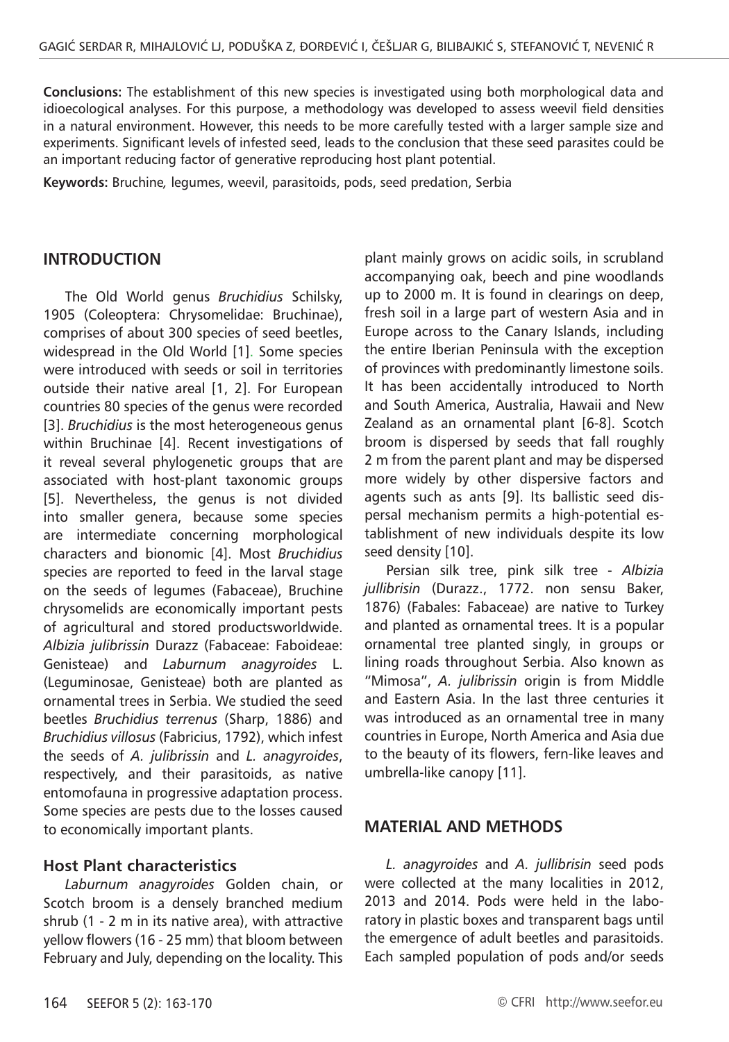**Conclusions:** The establishment of this new species is investigated using both morphological data and idioecological analyses. For this purpose, a methodology was developed to assess weevil field densities in a natural environment. However, this needs to be more carefully tested with a larger sample size and experiments. Significant levels of infested seed, leads to the conclusion that these seed parasites could be an important reducing factor of generative reproducing host plant potential.

**Keywords:** Bruchine*,* legumes, weevil, parasitoids, pods, seed predation, Serbia

## INTRODUCTION

The Old World genus *Bruchidius* Schilsky, 1905 (Coleoptera: Chrysomelidae: Bruchinae), comprises of about 300 species of seed beetles, widespread in the Old World [1]. Some species were introduced with seeds or soil in territories outside their native areal [1, 2]. For European countries 80 species of the genus were recorded [3]. *Bruchidius* is the most heterogeneous genus within Bruchinae [4]. Recent investigations of it reveal several phylogenetic groups that are associated with host-plant taxonomic groups [5]. Nevertheless, the genus is not divided into smaller genera, because some species are intermediate concerning morphological characters and bionomic [4]. Most *Bruchidius* species are reported to feed in the larval stage on the seeds of legumes (Fabaceae), Bruchine chrysomelids are economically important pests of agricultural and stored productsworldwide. *Albizia julibrissin* Durazz (Fabaceae: Faboideae: Genisteae) and *Laburnum anagyroides* L. (Leguminosae, Genisteae) both are planted as ornamental trees in Serbia. We studied the seed beetles *Bruchidius terrenus* (Sharp, 1886) and *Bruchidius villosus* (Fabricius, 1792), which infest the seeds of *A. julibrissin* and *L. anagyroides*, respectively, and their parasitoids, as native entomofauna in progressive adaptation process. Some species are pests due to the losses caused to economically important plants.

### Host Plant characteristics

*Laburnum anagyroides* Golden chain, or Scotch broom is a densely branched medium shrub (1 - 2 m in its native area), with attractive yellow flowers (16 - 25 mm) that bloom between February and July, depending on the locality. This plant mainly grows on acidic soils, in scrubland accompanying oak, beech and pine woodlands up to 2000 m. It is found in clearings on deep, fresh soil in a large part of western Asia and in Europe across to the Canary Islands, including the entire Iberian Peninsula with the exception of provinces with predominantly limestone soils. It has been accidentally introduced to North and South America, Australia, Hawaii and New Zealand as an ornamental plant [6-8]. Scotch broom is dispersed by seeds that fall roughly 2 m from the parent plant and may be dispersed more widely by other dispersive factors and agents such as ants [9]. Its ballistic seed dispersal mechanism permits a high-potential establishment of new individuals despite its low seed density [10].

Persian silk tree, pink silk tree - *Albizia jullibrisin* (Durazz., 1772. non sensu Baker, 1876) (Fabales: Fabaceae) are native to Turkey and planted as ornamental trees. It is a popular ornamental tree planted singly, in groups or lining roads throughout Serbia. Also known as "Mimosa", *A. julibrissin* origin is from Middle and Eastern Asia. In the last three centuries it was introduced as an ornamental tree in many countries in Europe, North America and Asia due to the beauty of its flowers, fern-like leaves and umbrella-like canopy [11].

## MATERIAL AND METHODS

*L. anagyroides* and *A. jullibrisin* seed pods were collected at the many localities in 2012, 2013 and 2014. Pods were held in the laboratory in plastic boxes and transparent bags until the emergence of adult beetles and parasitoids. Each sampled population of pods and/or seeds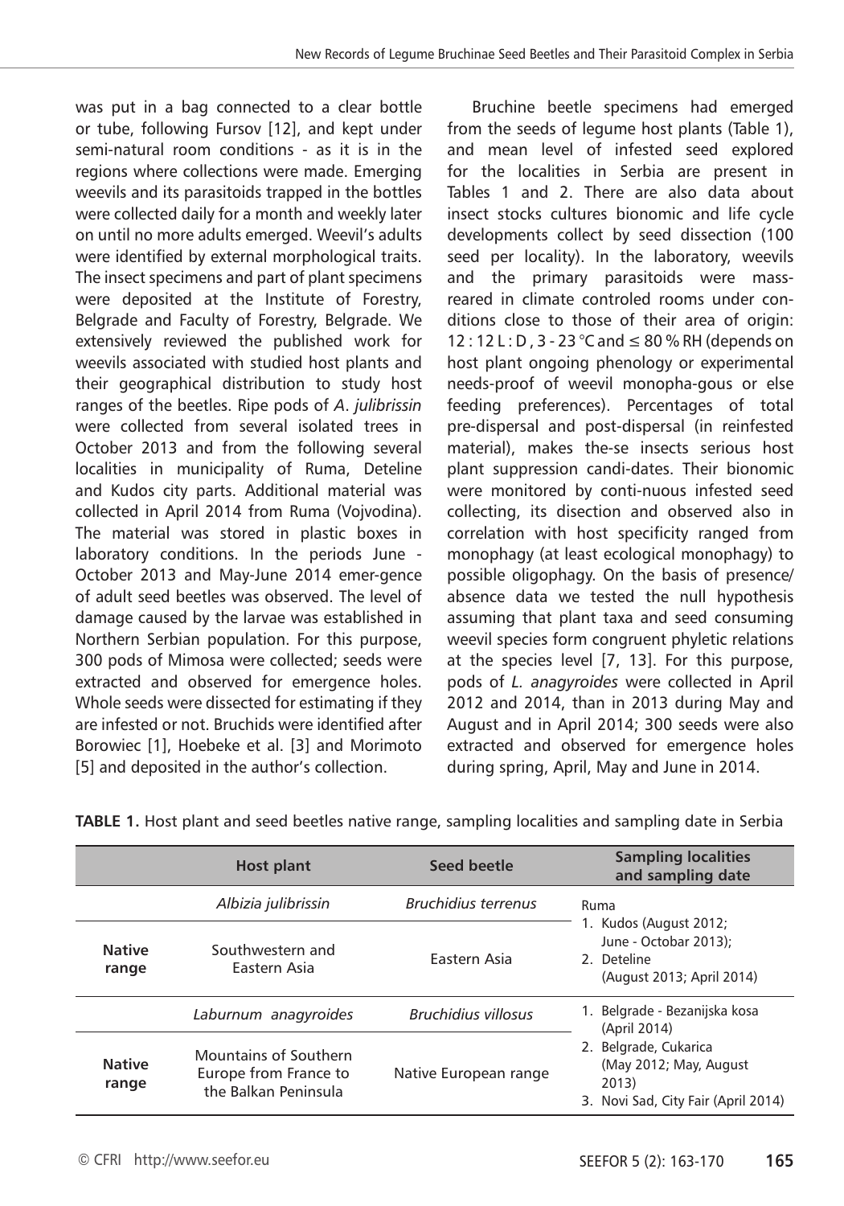was put in a bag connected to a clear bottle or tube, following Fursov [12], and kept under semi-natural room conditions - as it is in the regions where collections were made. Emerging weevils and its parasitoids trapped in the bottles were collected daily for a month and weekly later on until no more adults emerged. Weevil's adults were identified by external morphological traits. The insect specimens and part of plant specimens were deposited at the Institute of Forestry, Belgrade and Faculty of Forestry, Belgrade. We extensively reviewed the published work for weevils associated with studied host plants and their geographical distribution to study host ranges of the beetles. Ripe pods of *A. julibrissin* were collected from several isolated trees in October 2013 and from the following several localities in municipality of Ruma, Deteline and Kudos city parts. Additional material was collected in April 2014 from Ruma (Vojvodina). The material was stored in plastic boxes in laboratory conditions. In the periods June - October 2013 and May-June 2014 emer-gence of adult seed beetles was observed. The level of damage caused by the larvae was established in Northern Serbian population. For this purpose, 300 pods of Mimosa were collected; seeds were extracted and observed for emergence holes. Whole seeds were dissected for estimating if they are infested or not. Bruchids were identified after Borowiec [1], Hoebeke et al. [3] and Morimoto [5] and deposited in the author's collection.

Bruchine beetle specimens had emerged from the seeds of legume host plants (Table 1), and mean level of infested seed explored for the localities in Serbia are present in Tables 1 and 2. There are also data about insect stocks cultures bionomic and life cycle developments collect by seed dissection (100 seed per locality). In the laboratory, weevils and the primary parasitoids were mass-reared in climate controled rooms under con-ditions close to those of their area of origin: 12 : 12 L : D , 3 - 23 °C and ≤ 80 % RH (depends on host plant ongoing phenology or experimental needs-proof of weevil monopha-gous or else feeding preferences). Percentages of total pre-dispersal and post-dispersal (in reinfested material), makes the-se insects serious host plant suppression candi-dates. Their bionomic were monitored by conti-nuous infested seed collecting, its disection and observed also in correlation with host specificity ranged from monophagy (at least ecological monophagy) to possible oligophagy. On the basis of presence/absence data we tested the null hypothesis assuming that plant taxa and seed consuming weevil species form congruent phyletic relations at the species level [7, 13]. For this purpose, pods of *L. anagyroides* were collected in April 2012 and 2014, than in 2013 during May and August and in April 2014; 300 seeds were also extracted and observed for emergence holes during spring, April, May and June in 2014.

**TABLE 1.** Host plant and seed beetles native range, sampling localities and sampling date in Serbia

| | Host plant | Seed beetle | Sampling localities and sampling date |
|---|---|---|---|
| | *Albizia julibrissin* | *Bruchidius terrenus* | Ruma<br>1. Kudos (August 2012; June - Octobar 2013);<br>2. Deteline (August 2013; April 2014) |
| **Native range** | Southwestern and Eastern Asia | Eastern Asia | |
| | *Laburnum anagyroides* | *Bruchidius villosus* | 1. Belgrade - Bezanijska kosa (April 2014)<br>2. Belgrade, Cukarica (May 2012; May, August 2013)<br>3. Novi Sad, City Fair (April 2014) |
| **Native range** | Mountains of Southern Europe from France to the Balkan Peninsula | Native European range | |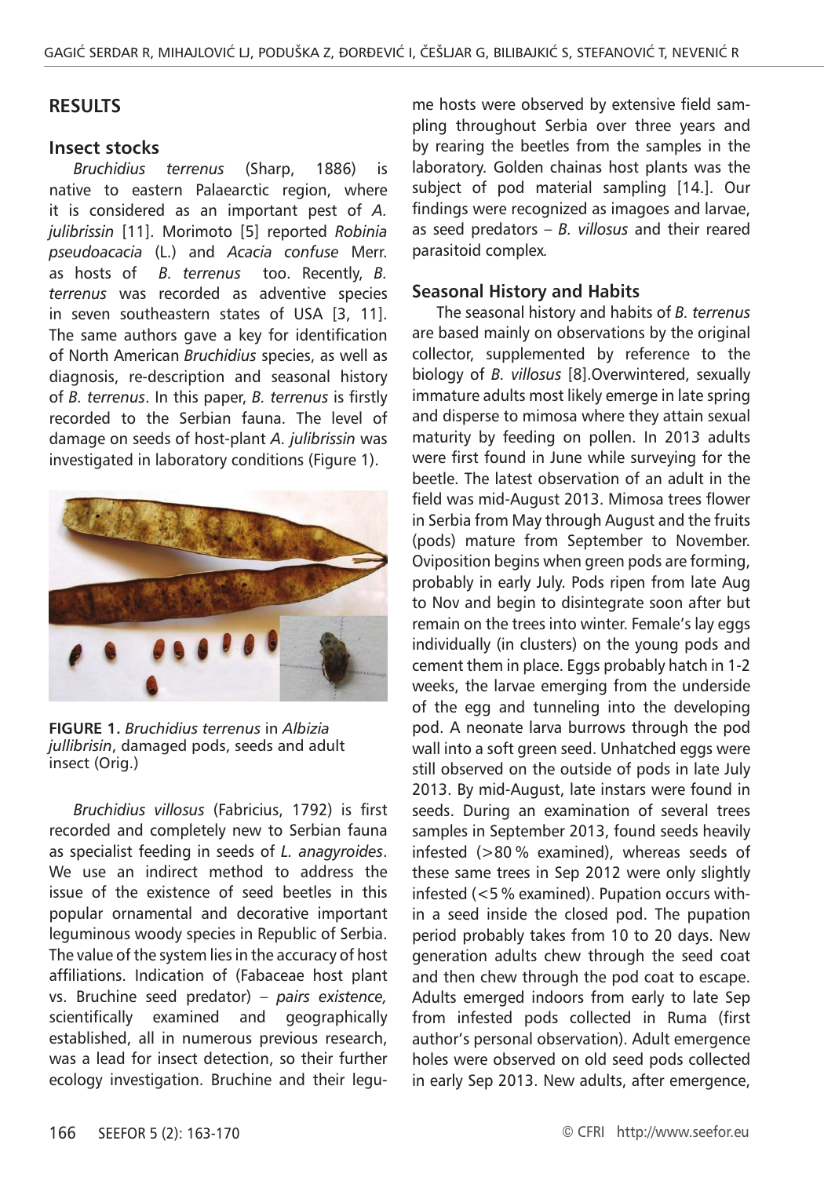## RESULTS

### Insect stocks

*Bruchidius terrenus* (Sharp, 1886) is native to eastern Palaearctic region, where it is considered as an important pest of *A. julibrissin* [11]. Morimoto [5] reported *Robinia pseudoacacia* (L.) and *Acacia confuse* Merr. as hosts of *B. terrenus* too. Recently, *B. terrenus* was recorded as adventive species in seven southeastern states of USA [3, 11]. The same authors gave a key for identification of North American *Bruchidius* species, as well as diagnosis, re-description and seasonal history of *B. terrenus*. In this paper, *B. terrenus* is firstly recorded to the Serbian fauna. The level of damage on seeds of host-plant *A. julibrissin* was investigated in laboratory conditions (Figure 1).

**FIGURE 1.** *Bruchidius terrenus* in *Albizia jullibrisin*, damaged pods, seeds and adult insect (Orig.)

*Bruchidius villosus* (Fabricius, 1792) is first recorded and completely new to Serbian fauna as specialist feeding in seeds of *L. anagyroides*. We use an indirect method to address the issue of the existence of seed beetles in this popular ornamental and decorative important leguminous woody species in Republic of Serbia. The value of the system lies in the accuracy of host affiliations. Indication of (Fabaceae host plant vs. Bruchine seed predator) – *pairs existence,* scientifically examined and geographically established, all in numerous previous research, was a lead for insect detection, so their further ecology investigation. Bruchine and their legume hosts were observed by extensive field sampling throughout Serbia over three years and by rearing the beetles from the samples in the laboratory. Golden chainas host plants was the subject of pod material sampling [14.]. Our findings were recognized as imagoes and larvae, as seed predators – *B. villosus* and their reared parasitoid complex*.*

### Seasonal History and Habits

The seasonal history and habits of *B. terrenus* are based mainly on observations by the original collector, supplemented by reference to the biology of *B. villosus* [8].Overwintered, sexually immature adults most likely emerge in late spring and disperse to mimosa where they attain sexual maturity by feeding on pollen. In 2013 adults were first found in June while surveying for the beetle. The latest observation of an adult in the field was mid-August 2013. Mimosa trees flower in Serbia from May through August and the fruits (pods) mature from September to November. Oviposition begins when green pods are forming, probably in early July. Pods ripen from late Aug to Nov and begin to disintegrate soon after but remain on the trees into winter. Female's lay eggs individually (in clusters) on the young pods and cement them in place. Eggs probably hatch in 1-2 weeks, the larvae emerging from the underside of the egg and tunneling into the developing pod. A neonate larva burrows through the pod wall into a soft green seed. Unhatched eggs were still observed on the outside of pods in late July 2013. By mid-August, late instars were found in seeds. During an examination of several trees samples in September 2013, found seeds heavily infested (>80 % examined), whereas seeds of these same trees in Sep 2012 were only slightly infested (<5 % examined). Pupation occurs within a seed inside the closed pod. The pupation period probably takes from 10 to 20 days. New generation adults chew through the seed coat and then chew through the pod coat to escape. Adults emerged indoors from early to late Sep from infested pods collected in Ruma (first author's personal observation). Adult emergence holes were observed on old seed pods collected in early Sep 2013. New adults, after emergence,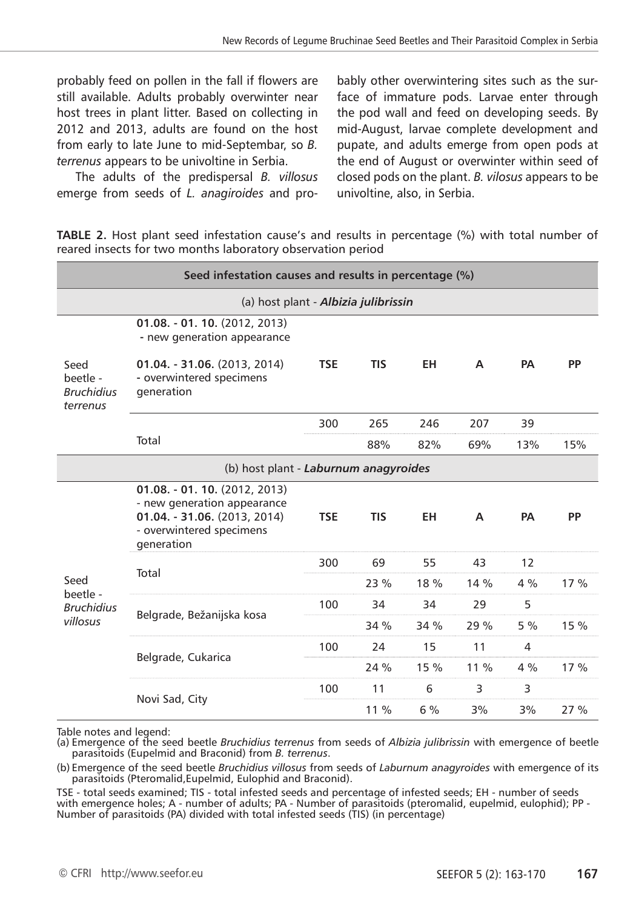probably feed on pollen in the fall if flowers are still available. Adults probably overwinter near host trees in plant litter. Based on collecting in 2012 and 2013, adults are found on the host from early to late June to mid-Septembar, so *B. terrenus* appears to be univoltine in Serbia.

The adults of the predispersal *B. villosus* emerge from seeds of *L. anagiroides* and probably other overwintering sites such as the surface of immature pods. Larvae enter through the pod wall and feed on developing seeds. By mid-August, larvae complete development and pupate, and adults emerge from open pods at the end of August or overwinter within seed of closed pods on the plant. *B. vilosus* appears to be univoltine, also, in Serbia.

**TABLE 2.** Host plant seed infestation cause's and results in percentage (%) with total number of reared insects for two months laboratory observation period

| Seed infestation causes and results in percentage (%) | | | | | | | |
|---|---|---|---|---|---|---|---|
| (a) host plant - ***Albizia julibrissin*** | | | | | | | |
| Seed beetle - *Bruchidius terrenus* | **01.08. - 01. 10.** (2012, 2013) - new generation appearance **01.04. - 31.06.** (2013, 2014) - overwintered specimens generation | **TSE** | **TIS** | **EH** | **A** | **PA** | **PP** |
| | Total | 300 | 265 | 246 | 207 | 39 | |
| | | | 88% | 82% | 69% | 13% | 15% |
| (b) host plant - ***Laburnum anagyroides*** | | | | | | | |
| Seed beetle - *Bruchidius villosus* | **01.08. - 01. 10.** (2012, 2013) - new generation appearance **01.04. - 31.06.** (2013, 2014) - overwintered specimens generation | **TSE** | **TIS** | **EH** | **A** | **PA** | **PP** |
| | Total | 300 | 69 | 55 | 43 | 12 | |
| | | | 23 % | 18 % | 14 % | 4 % | 17 % |
| | Belgrade, Bežanijska kosa | 100 | 34 | 34 | 29 | 5 | |
| | | | 34 % | 34 % | 29 % | 5 % | 15 % |
| | Belgrade, Cukarica | 100 | 24 | 15 | 11 | 4 | |
| | | | 24 % | 15 % | 11 % | 4 % | 17 % |
| | Novi Sad, City | 100 | 11 | 6 | 3 | 3 | |
| | | | 11 % | 6 % | 3% | 3% | 27 % |

Table notes and legend:

(a) Emergence of the seed beetle *Bruchidius terrenus* from seeds of *Albizia julibrissin* with emergence of beetle parasitoids (Eupelmid and Braconid) from *B. terrenus*.

(b) Emergence of the seed beetle *Bruchidius villosus* from seeds of *Laburnum anagyroides* with emergence of its parasitoids (Pteromalid,Eupelmid, Eulophid and Braconid).

TSE - total seeds examined; TIS - total infested seeds and percentage of infested seeds; EH - number of seeds with emergence holes; A - number of adults; PA - Number of parasitoids (pteromalid, eupelmid, eulophid); PP - Number of parasitoids (PA) divided with total infested seeds (TIS) (in percentage)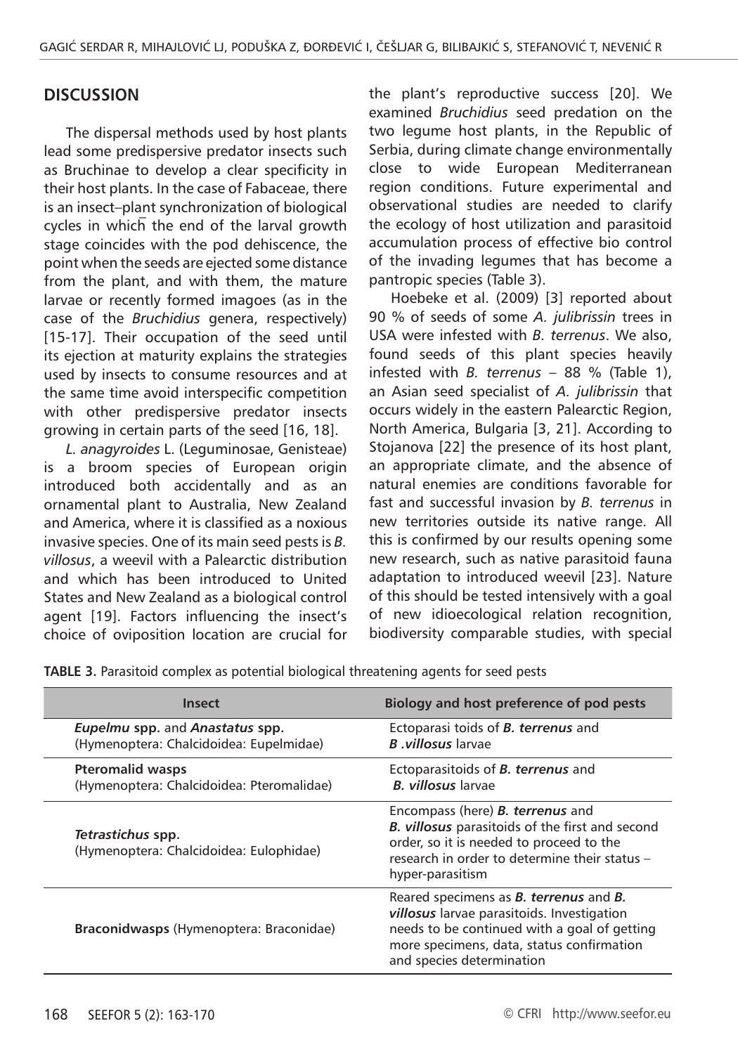## DISCUSSION

The dispersal methods used by host plants lead some predispersive predator insects such as Bruchinae to develop a clear specificity in their host plants. In the case of Fabaceae, there is an insect–plant synchronization of biological cycles in which the end of the larval growth stage coincides with the pod dehiscence, the point when the seeds are ejected some distance from the plant, and with them, the mature larvae or recently formed imagoes (as in the case of the *Bruchidius* genera, respectively) [15-17]. Their occupation of the seed until its ejection at maturity explains the strategies used by insects to consume resources and at the same time avoid interspecific competition with other predispersive predator insects growing in certain parts of the seed [16, 18].

*L. anagyroides* L. (Leguminosae, Genisteae) is a broom species of European origin introduced both accidentally and as an ornamental plant to Australia, New Zealand and America, where it is classified as a noxious invasive species. One of its main seed pests is *B. villosus*, a weevil with a Palearctic distribution and which has been introduced to United States and New Zealand as a biological control agent [19]. Factors influencing the insect's choice of oviposition location are crucial for the plant's reproductive success [20]. We examined *Bruchidius* seed predation on the two legume host plants, in the Republic of Serbia, during climate change environmentally close to wide European Mediterranean region conditions. Future experimental and observational studies are needed to clarify the ecology of host utilization and parasitoid accumulation process of effective bio control of the invading legumes that has become a pantropic species (Table 3).

Hoebeke et al. (2009) [3] reported about 90 % of seeds of some *A. julibrissin* trees in USA were infested with *B. terrenus*. We also, found seeds of this plant species heavily infested with *B. terrenus* – 88 % (Table 1), an Asian seed specialist of *A. julibrissin* that occurs widely in the eastern Palearctic Region, North America, Bulgaria [3, 21]. According to Stojanova [22] the presence of its host plant, an appropriate climate, and the absence of natural enemies are conditions favorable for fast and successful invasion by *B. terrenus* in new territories outside its native range. All this is confirmed by our results opening some new research, such as native parasitoid fauna adaptation to introduced weevil [23]. Nature of this should be tested intensively with a goal of new idioecological relation recognition, biodiversity comparable studies, with special

**TABLE 3.** Parasitoid complex as potential biological threatening agents for seed pests

| Insect | Biology and host preference of pod pests |
|---|---|
| ***Eupelmu* spp.** and ***Anastatus* spp.** (Hymenoptera: Chalcidoidea: Eupelmidae) | Ectoparasi toids of ***B. terrenus*** and ***B .villosus*** larvae |
| **Pteromalid wasps** (Hymenoptera: Chalcidoidea: Pteromalidae) | Ectoparasitoids of ***B. terrenus*** and ***B. villosus*** larvae |
| ***Tetrastichus* spp.** (Hymenoptera: Chalcidoidea: Eulophidae) | Encompass (here) ***B. terrenus*** and ***B. villosus*** parasitoids of the first and second order, so it is needed to proceed to the research in order to determine their status – hyper-parasitism |
| **Braconidwasps** (Hymenoptera: Braconidae) | Reared specimens as ***B. terrenus*** and ***B. villosus*** larvae parasitoids. Investigation needs to be continued with a goal of getting more specimens, data, status confirmation and species determination |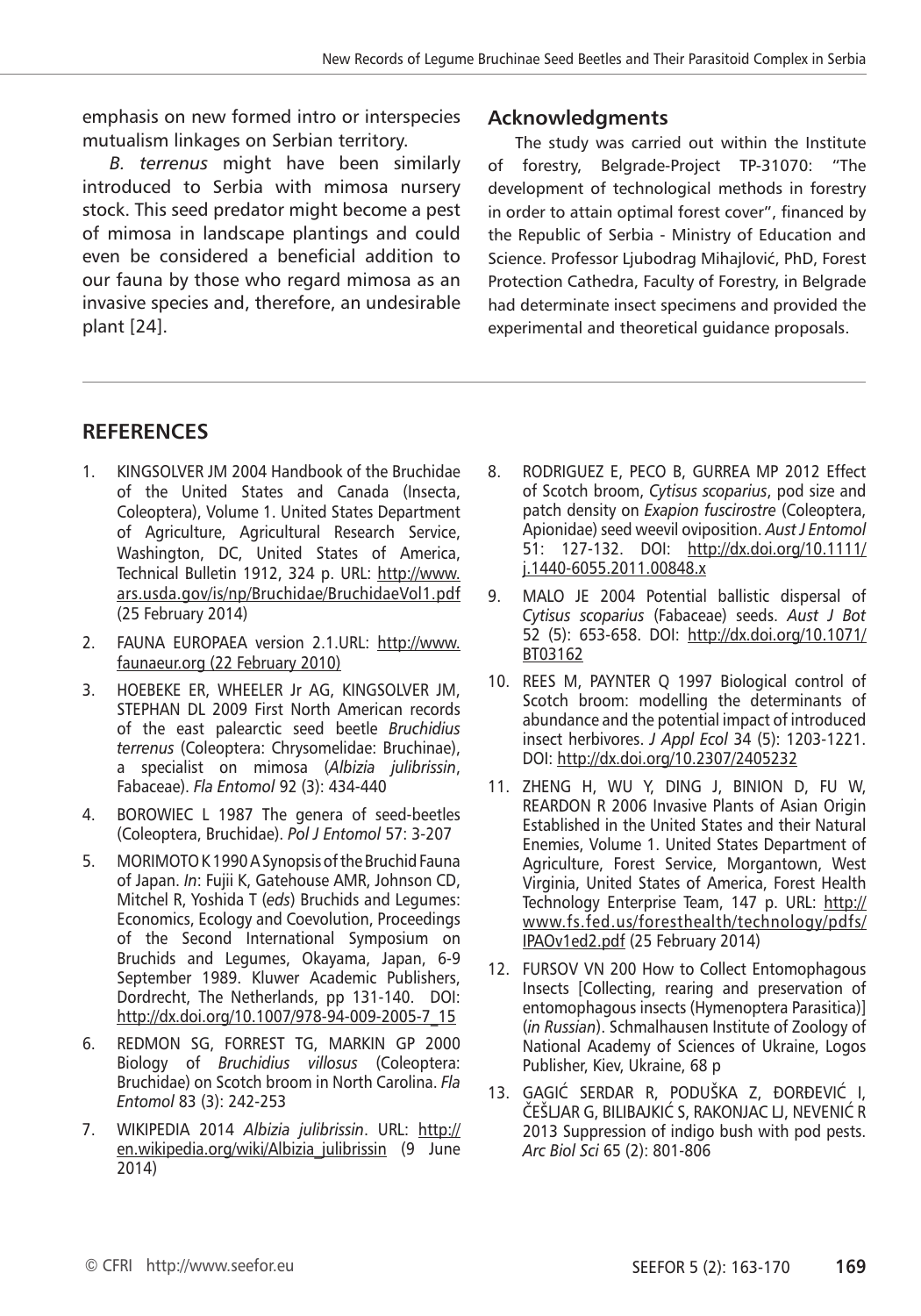emphasis on new formed intro or interspecies mutualism linkages on Serbian territory.

*B. terrenus* might have been similarly introduced to Serbia with mimosa nursery stock. This seed predator might become a pest of mimosa in landscape plantings and could even be considered a beneficial addition to our fauna by those who regard mimosa as an invasive species and, therefore, an undesirable plant [24].

## Acknowledgments

The study was carried out within the Institute of forestry, Belgrade-Project TP-31070: "The development of technological methods in forestry in order to attain optimal forest cover", financed by the Republic of Serbia - Ministry of Education and Science. Professor Ljubodrag Mihajlović, PhD, Forest Protection Cathedra, Faculty of Forestry, in Belgrade had determinate insect specimens and provided the experimental and theoretical guidance proposals.

## REFERENCES

1. KINGSOLVER JM 2004 Handbook of the Bruchidae of the United States and Canada (Insecta, Coleoptera), Volume 1. United States Department of Agriculture, Agricultural Research Service, Washington, DC, United States of America, Technical Bulletin 1912, 324 p. URL: http://www.ars.usda.gov/is/np/Bruchidae/BruchidaeVol1.pdf (25 February 2014)
2. FAUNA EUROPAEA version 2.1.URL: http://www.faunaeur.org (22 February 2010)
3. HOEBEKE ER, WHEELER Jr AG, KINGSOLVER JM, STEPHAN DL 2009 First North American records of the east palearctic seed beetle *Bruchidius terrenus* (Coleoptera: Chrysomelidae: Bruchinae), a specialist on mimosa (*Albizia julibrissin*, Fabaceae). *Fla Entomol* 92 (3): 434-440
4. BOROWIEC L 1987 The genera of seed-beetles (Coleoptera, Bruchidae). *Pol J Entomol* 57: 3-207
5. MORIMOTO K 1990 A Synopsis of the Bruchid Fauna of Japan. *In*: Fujii K, Gatehouse AMR, Johnson CD, Mitchel R, Yoshida T (*eds*) Bruchids and Legumes: Economics, Ecology and Coevolution, Proceedings of the Second International Symposium on Bruchids and Legumes, Okayama, Japan, 6-9 September 1989. Kluwer Academic Publishers, Dordrecht, The Netherlands, pp 131-140. DOI: http://dx.doi.org/10.1007/978-94-009-2005-7_15
6. REDMON SG, FORREST TG, MARKIN GP 2000 Biology of *Bruchidius villosus* (Coleoptera: Bruchidae) on Scotch broom in North Carolina. *Fla Entomol* 83 (3): 242-253
7. WIKIPEDIA 2014 *Albizia julibrissin*. URL: http://en.wikipedia.org/wiki/Albizia_julibrissin (9 June 2014)
8. RODRIGUEZ E, PECO B, GURREA MP 2012 Effect of Scotch broom, *Cytisus scoparius*, pod size and patch density on *Exapion fuscirostre* (Coleoptera, Apionidae) seed weevil oviposition. *Aust J Entomol* 51: 127-132. DOI: http://dx.doi.org/10.1111/j.1440-6055.2011.00848.x
9. MALO JE 2004 Potential ballistic dispersal of *Cytisus scoparius* (Fabaceae) seeds. *Aust J Bot* 52 (5): 653-658. DOI: http://dx.doi.org/10.1071/BT03162
10. REES M, PAYNTER Q 1997 Biological control of Scotch broom: modelling the determinants of abundance and the potential impact of introduced insect herbivores. *J Appl Ecol* 34 (5): 1203-1221. DOI: http://dx.doi.org/10.2307/2405232
11. ZHENG H, WU Y, DING J, BINION D, FU W, REARDON R 2006 Invasive Plants of Asian Origin Established in the United States and their Natural Enemies, Volume 1. United States Department of Agriculture, Forest Service, Morgantown, West Virginia, United States of America, Forest Health Technology Enterprise Team, 147 p. URL: http://www.fs.fed.us/foresthealth/technology/pdfs/IPAOv1ed2.pdf (25 February 2014)
12. FURSOV VN 200 How to Collect Entomophagous Insects [Collecting, rearing and preservation of entomophagous insects (Hymenoptera Parasitica)] (*in Russian*). Schmalhausen Institute of Zoology of National Academy of Sciences of Ukraine, Logos Publisher, Kiev, Ukraine, 68 p
13. GAGIĆ SERDAR R, PODUŠKA Z, ĐORĐEVIĆ I, ČEŠLJAR G, BILIBAJKIĆ S, RAKONJAC LJ, NEVENIĆ R 2013 Suppression of indigo bush with pod pests. *Arc Biol Sci* 65 (2): 801-806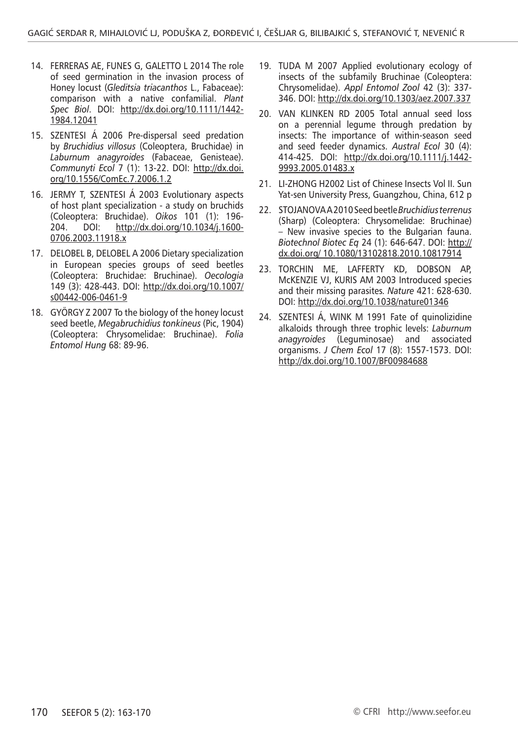14. FERRERAS AE, FUNES G, GALETTO L 2014 The role of seed germination in the invasion process of Honey locust (*Gleditsia triacanthos* L., Fabaceae): comparison with a native confamilial. *Plant Spec Biol*. DOI: http://dx.doi.org/10.1111/1442-1984.12041
15. SZENTESI Á 2006 Pre-dispersal seed predation by *Bruchidius villosus* (Coleoptera, Bruchidae) in *Laburnum anagyroides* (Fabaceae, Genisteae). *Communyti Ecol* 7 (1): 13-22. DOI: http://dx.doi.org/10.1556/ComEc.7.2006.1.2
16. JERMY T, SZENTESI Á 2003 Evolutionary aspects of host plant specialization - a study on bruchids (Coleoptera: Bruchidae). *Oikos* 101 (1): 196-204. DOI: http://dx.doi.org/10.1034/j.1600-0706.2003.11918.x
17. DELOBEL B, DELOBEL A 2006 Dietary specialization in European species groups of seed beetles (Coleoptera: Bruchidae: Bruchinae). *Oecologia* 149 (3): 428-443. DOI: http://dx.doi.org/10.1007/s00442-006-0461-9
18. GYÖRGY Z 2007 To the biology of the honey locust seed beetle, *Megabruchidius tonkineus* (Pic, 1904) (Coleoptera: Chrysomelidae: Bruchinae). *Folia Entomol Hung* 68: 89-96.
19. TUDA M 2007 Applied evolutionary ecology of insects of the subfamily Bruchinae (Coleoptera: Chrysomelidae). *Appl Entomol Zool* 42 (3): 337-346. DOI: http://dx.doi.org/10.1303/aez.2007.337
20. VAN KLINKEN RD 2005 Total annual seed loss on a perennial legume through predation by insects: The importance of within-season seed and seed feeder dynamics. *Austral Ecol* 30 (4): 414-425. DOI: http://dx.doi.org/10.1111/j.1442-9993.2005.01483.x
21. LI-ZHONG H2002 List of Chinese Insects Vol II. Sun Yat-sen University Press, Guangzhou, China, 612 p
22. STOJANOVA A 2010 Seed beetle *Bruchidius terrenus* (Sharp) (Coleoptera: Chrysomelidae: Bruchinae) – New invasive species to the Bulgarian fauna. *Biotechnol Biotec Eq* 24 (1): 646-647. DOI: http://dx.doi.org/ 10.1080/13102818.2010.10817914
23. TORCHIN ME, LAFFERTY KD, DOBSON AP, McKENZIE VJ, KURIS AM 2003 Introduced species and their missing parasites. *Nature* 421: 628-630. DOI: http://dx.doi.org/10.1038/nature01346
24. SZENTESI Á, WINK M 1991 Fate of quinolizidine alkaloids through three trophic levels: *Laburnum anagyroides* (Leguminosae) and associated organisms. *J Chem Ecol* 17 (8): 1557-1573. DOI: http://dx.doi.org/10.1007/BF00984688